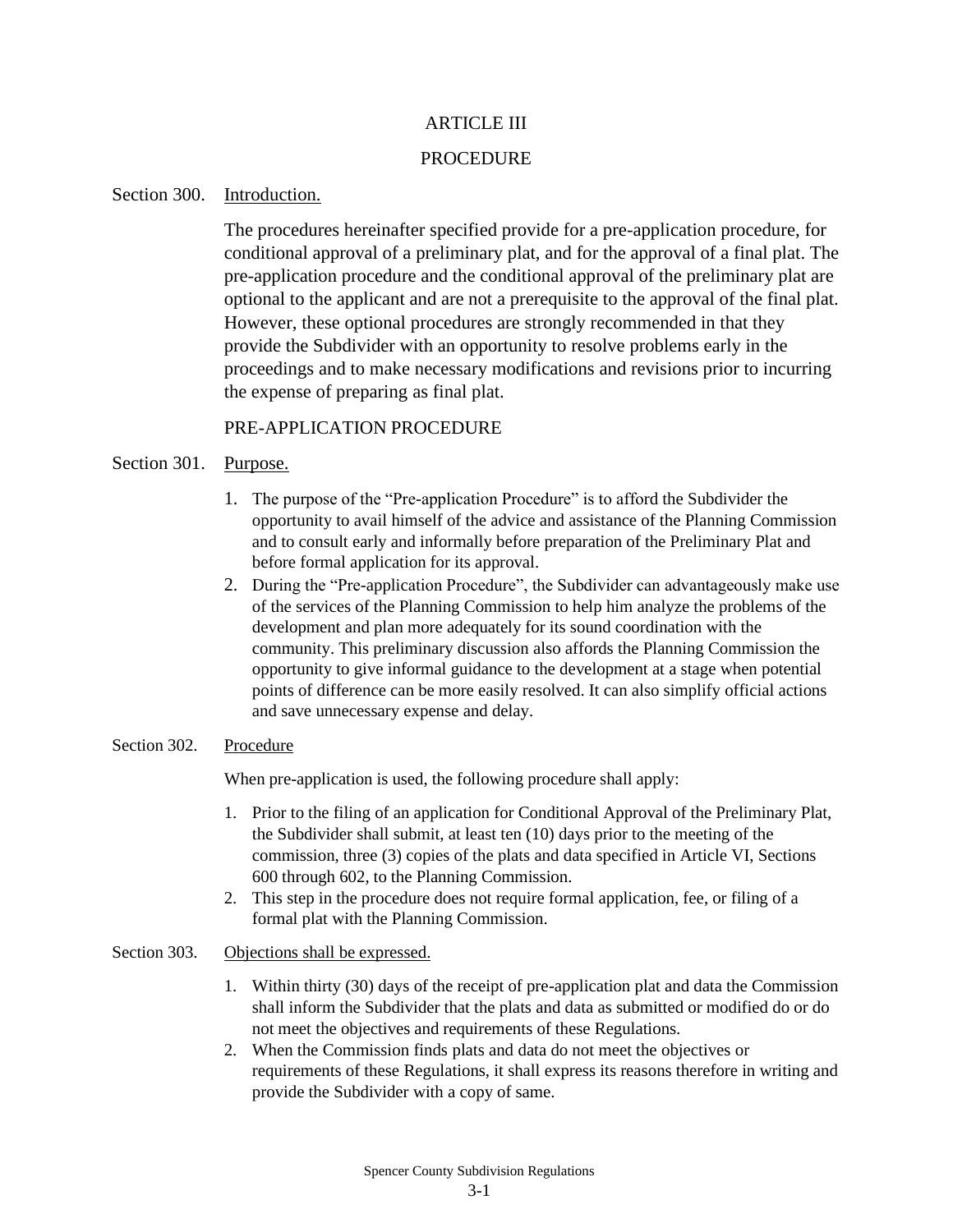# ARTICLE III

# PROCEDURE

## Section 300. Introduction.

The procedures hereinafter specified provide for a pre-application procedure, for conditional approval of a preliminary plat, and for the approval of a final plat. The pre-application procedure and the conditional approval of the preliminary plat are optional to the applicant and are not a prerequisite to the approval of the final plat. However, these optional procedures are strongly recommended in that they provide the Subdivider with an opportunity to resolve problems early in the proceedings and to make necessary modifications and revisions prior to incurring the expense of preparing as final plat.

## PRE-APPLICATION PROCEDURE

## Section 301. Purpose.

1. The purpose of the "Pre-application Procedure" is to afford the Subdivider the opportunity to avail himself of the advice and assistance of the Planning Commission and to consult early and informally before preparation of the Preliminary Plat and before formal application for its approval.
2. During the "Pre-application Procedure", the Subdivider can advantageously make use of the services of the Planning Commission to help him analyze the problems of the development and plan more adequately for its sound coordination with the community. This preliminary discussion also affords the Planning Commission the opportunity to give informal guidance to the development at a stage when potential points of difference can be more easily resolved. It can also simplify official actions and save unnecessary expense and delay.

## Section 302. Procedure

When pre-application is used, the following procedure shall apply:

1. Prior to the filing of an application for Conditional Approval of the Preliminary Plat, the Subdivider shall submit, at least ten (10) days prior to the meeting of the commission, three (3) copies of the plats and data specified in Article VI, Sections 600 through 602, to the Planning Commission.
2. This step in the procedure does not require formal application, fee, or filing of a formal plat with the Planning Commission.

## Section 303. Objections shall be expressed.

1. Within thirty (30) days of the receipt of pre-application plat and data the Commission shall inform the Subdivider that the plats and data as submitted or modified do or do not meet the objectives and requirements of these Regulations.
2. When the Commission finds plats and data do not meet the objectives or requirements of these Regulations, it shall express its reasons therefore in writing and provide the Subdivider with a copy of same.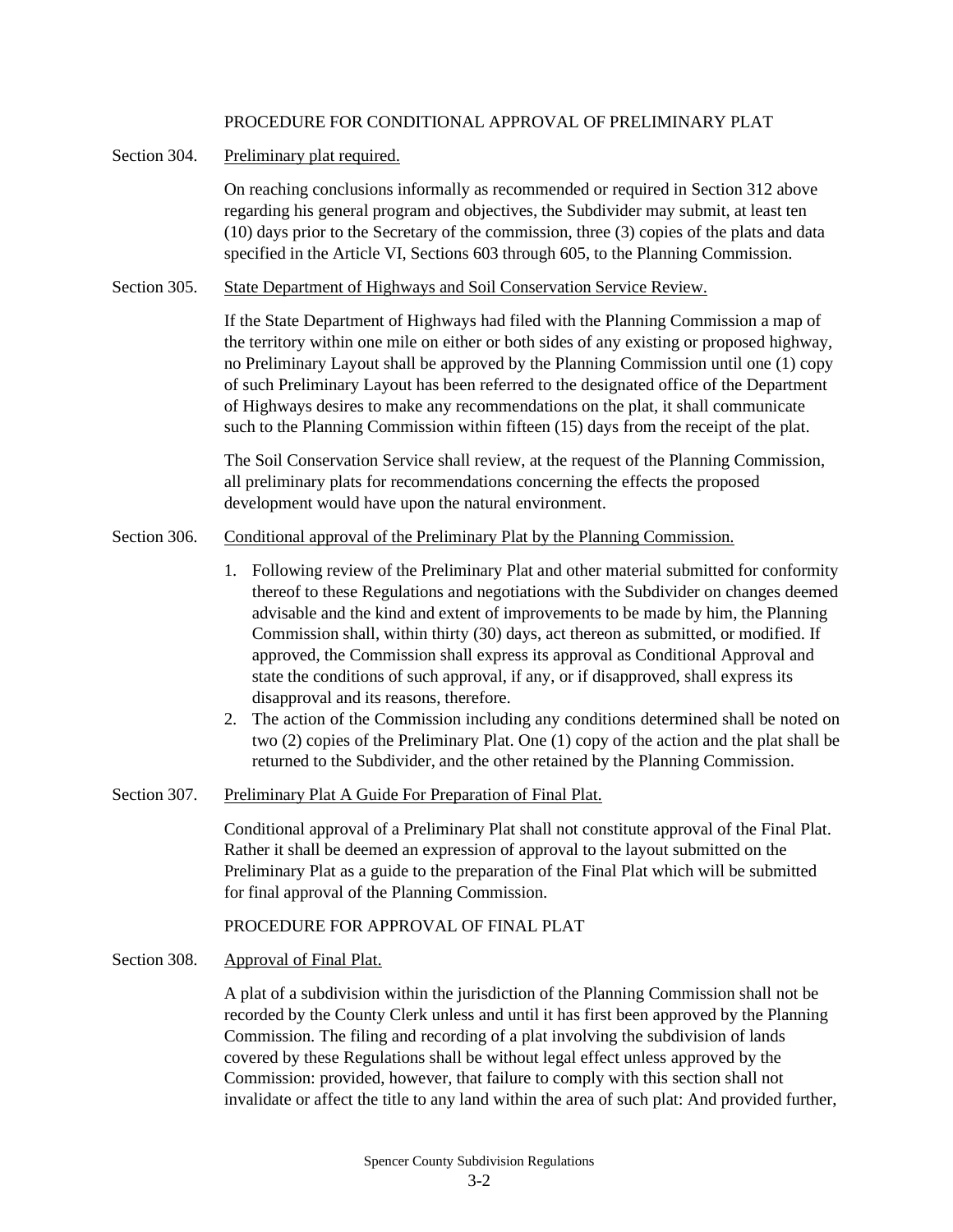PROCEDURE FOR CONDITIONAL APPROVAL OF PRELIMINARY PLAT

Section 304. Preliminary plat required.

On reaching conclusions informally as recommended or required in Section 312 above regarding his general program and objectives, the Subdivider may submit, at least ten (10) days prior to the Secretary of the commission, three (3) copies of the plats and data specified in the Article VI, Sections 603 through 605, to the Planning Commission.

Section 305. State Department of Highways and Soil Conservation Service Review.

If the State Department of Highways had filed with the Planning Commission a map of the territory within one mile on either or both sides of any existing or proposed highway, no Preliminary Layout shall be approved by the Planning Commission until one (1) copy of such Preliminary Layout has been referred to the designated office of the Department of Highways desires to make any recommendations on the plat, it shall communicate such to the Planning Commission within fifteen (15) days from the receipt of the plat.

The Soil Conservation Service shall review, at the request of the Planning Commission, all preliminary plats for recommendations concerning the effects the proposed development would have upon the natural environment.

Section 306. Conditional approval of the Preliminary Plat by the Planning Commission.

1. Following review of the Preliminary Plat and other material submitted for conformity thereof to these Regulations and negotiations with the Subdivider on changes deemed advisable and the kind and extent of improvements to be made by him, the Planning Commission shall, within thirty (30) days, act thereon as submitted, or modified. If approved, the Commission shall express its approval as Conditional Approval and state the conditions of such approval, if any, or if disapproved, shall express its disapproval and its reasons, therefore.
2. The action of the Commission including any conditions determined shall be noted on two (2) copies of the Preliminary Plat. One (1) copy of the action and the plat shall be returned to the Subdivider, and the other retained by the Planning Commission.

Section 307. Preliminary Plat A Guide For Preparation of Final Plat.

Conditional approval of a Preliminary Plat shall not constitute approval of the Final Plat. Rather it shall be deemed an expression of approval to the layout submitted on the Preliminary Plat as a guide to the preparation of the Final Plat which will be submitted for final approval of the Planning Commission.

PROCEDURE FOR APPROVAL OF FINAL PLAT

Section 308. Approval of Final Plat.

A plat of a subdivision within the jurisdiction of the Planning Commission shall not be recorded by the County Clerk unless and until it has first been approved by the Planning Commission. The filing and recording of a plat involving the subdivision of lands covered by these Regulations shall be without legal effect unless approved by the Commission: provided, however, that failure to comply with this section shall not invalidate or affect the title to any land within the area of such plat: And provided further,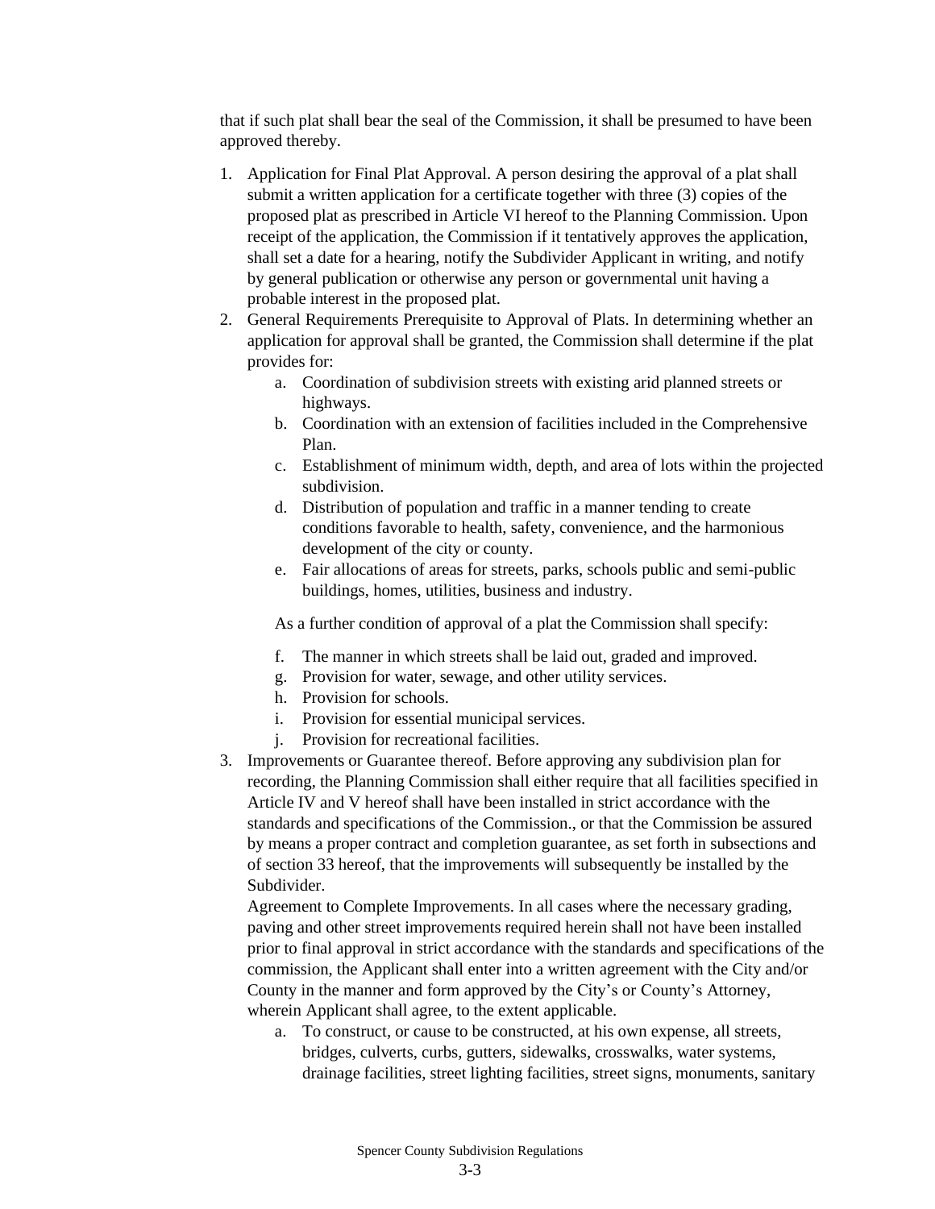that if such plat shall bear the seal of the Commission, it shall be presumed to have been approved thereby.

1. Application for Final Plat Approval. A person desiring the approval of a plat shall submit a written application for a certificate together with three (3) copies of the proposed plat as prescribed in Article VI hereof to the Planning Commission. Upon receipt of the application, the Commission if it tentatively approves the application, shall set a date for a hearing, notify the Subdivider Applicant in writing, and notify by general publication or otherwise any person or governmental unit having a probable interest in the proposed plat.
2. General Requirements Prerequisite to Approval of Plats. In determining whether an application for approval shall be granted, the Commission shall determine if the plat provides for:
    a. Coordination of subdivision streets with existing arid planned streets or highways.
    b. Coordination with an extension of facilities included in the Comprehensive Plan.
    c. Establishment of minimum width, depth, and area of lots within the projected subdivision.
    d. Distribution of population and traffic in a manner tending to create conditions favorable to health, safety, convenience, and the harmonious development of the city or county.
    e. Fair allocations of areas for streets, parks, schools public and semi-public buildings, homes, utilities, business and industry.

    As a further condition of approval of a plat the Commission shall specify:

    f. The manner in which streets shall be laid out, graded and improved.
    g. Provision for water, sewage, and other utility services.
    h. Provision for schools.
    i. Provision for essential municipal services.
    j. Provision for recreational facilities.
3. Improvements or Guarantee thereof. Before approving any subdivision plan for recording, the Planning Commission shall either require that all facilities specified in Article IV and V hereof shall have been installed in strict accordance with the standards and specifications of the Commission., or that the Commission be assured by means a proper contract and completion guarantee, as set forth in subsections and of section 33 hereof, that the improvements will subsequently be installed by the Subdivider.
   Agreement to Complete Improvements. In all cases where the necessary grading, paving and other street improvements required herein shall not have been installed prior to final approval in strict accordance with the standards and specifications of the commission, the Applicant shall enter into a written agreement with the City and/or County in the manner and form approved by the City's or County's Attorney, wherein Applicant shall agree, to the extent applicable.
    a. To construct, or cause to be constructed, at his own expense, all streets, bridges, culverts, curbs, gutters, sidewalks, crosswalks, water systems, drainage facilities, street lighting facilities, street signs, monuments, sanitary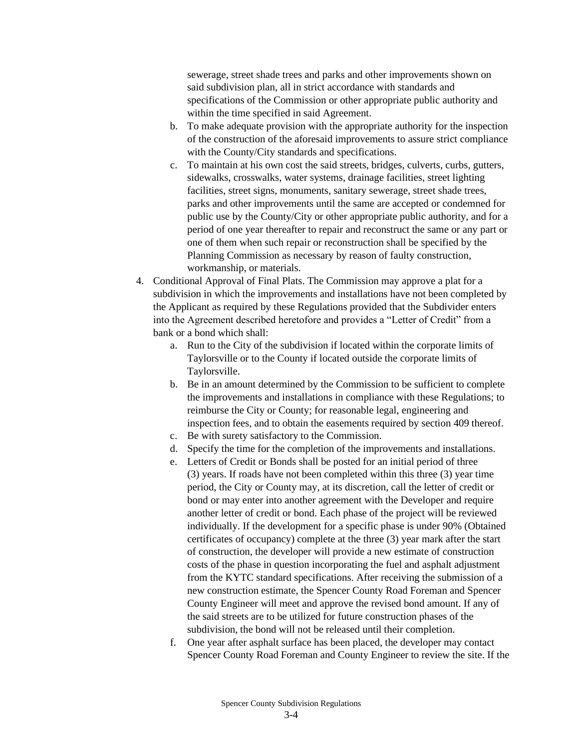sewerage, street shade trees and parks and other improvements shown on said subdivision plan, all in strict accordance with standards and specifications of the Commission or other appropriate public authority and within the time specified in said Agreement.

   b. To make adequate provision with the appropriate authority for the inspection of the construction of the aforesaid improvements to assure strict compliance with the County/City standards and specifications.
   c. To maintain at his own cost the said streets, bridges, culverts, curbs, gutters, sidewalks, crosswalks, water systems, drainage facilities, street lighting facilities, street signs, monuments, sanitary sewerage, street shade trees, parks and other improvements until the same are accepted or condemned for public use by the County/City or other appropriate public authority, and for a period of one year thereafter to repair and reconstruct the same or any part or one of them when such repair or reconstruction shall be specified by the Planning Commission as necessary by reason of faulty construction, workmanship, or materials.

4. Conditional Approval of Final Plats. The Commission may approve a plat for a subdivision in which the improvements and installations have not been completed by the Applicant as required by these Regulations provided that the Subdivider enters into the Agreement described heretofore and provides a "Letter of Credit" from a bank or a bond which shall:
   a. Run to the City of the subdivision if located within the corporate limits of Taylorsville or to the County if located outside the corporate limits of Taylorsville.
   b. Be in an amount determined by the Commission to be sufficient to complete the improvements and installations in compliance with these Regulations; to reimburse the City or County; for reasonable legal, engineering and inspection fees, and to obtain the easements required by section 409 thereof.
   c. Be with surety satisfactory to the Commission.
   d. Specify the time for the completion of the improvements and installations.
   e. Letters of Credit or Bonds shall be posted for an initial period of three (3) years. If roads have not been completed within this three (3) year time period, the City or County may, at its discretion, call the letter of credit or bond or may enter into another agreement with the Developer and require another letter of credit or bond. Each phase of the project will be reviewed individually. If the development for a specific phase is under 90% (Obtained certificates of occupancy) complete at the three (3) year mark after the start of construction, the developer will provide a new estimate of construction costs of the phase in question incorporating the fuel and asphalt adjustment from the KYTC standard specifications. After receiving the submission of a new construction estimate, the Spencer County Road Foreman and Spencer County Engineer will meet and approve the revised bond amount. If any of the said streets are to be utilized for future construction phases of the subdivision, the bond will not be released until their completion.
   f. One year after asphalt surface has been placed, the developer may contact Spencer County Road Foreman and County Engineer to review the site. If the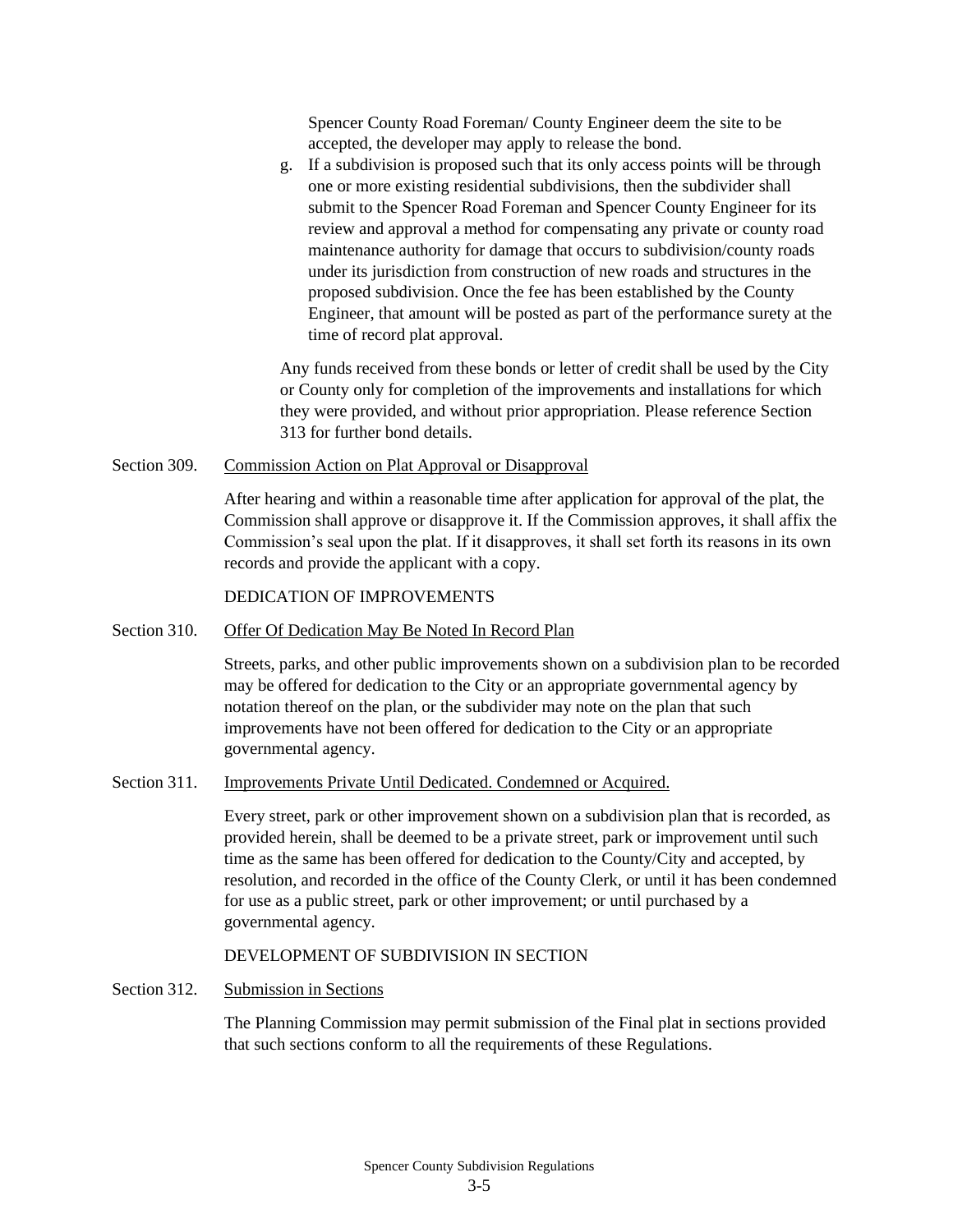Spencer County Road Foreman/ County Engineer deem the site to be accepted, the developer may apply to release the bond.

g. If a subdivision is proposed such that its only access points will be through one or more existing residential subdivisions, then the subdivider shall submit to the Spencer Road Foreman and Spencer County Engineer for its review and approval a method for compensating any private or county road maintenance authority for damage that occurs to subdivision/county roads under its jurisdiction from construction of new roads and structures in the proposed subdivision. Once the fee has been established by the County Engineer, that amount will be posted as part of the performance surety at the time of record plat approval.

Any funds received from these bonds or letter of credit shall be used by the City or County only for completion of the improvements and installations for which they were provided, and without prior appropriation. Please reference Section 313 for further bond details.

**Section 309. Commission Action on Plat Approval or Disapproval**

After hearing and within a reasonable time after application for approval of the plat, the Commission shall approve or disapprove it. If the Commission approves, it shall affix the Commission's seal upon the plat. If it disapproves, it shall set forth its reasons in its own records and provide the applicant with a copy.

## DEDICATION OF IMPROVEMENTS

**Section 310. Offer Of Dedication May Be Noted In Record Plan**

Streets, parks, and other public improvements shown on a subdivision plan to be recorded may be offered for dedication to the City or an appropriate governmental agency by notation thereof on the plan, or the subdivider may note on the plan that such improvements have not been offered for dedication to the City or an appropriate governmental agency.

**Section 311. Improvements Private Until Dedicated. Condemned or Acquired.**

Every street, park or other improvement shown on a subdivision plan that is recorded, as provided herein, shall be deemed to be a private street, park or improvement until such time as the same has been offered for dedication to the County/City and accepted, by resolution, and recorded in the office of the County Clerk, or until it has been condemned for use as a public street, park or other improvement; or until purchased by a governmental agency.

## DEVELOPMENT OF SUBDIVISION IN SECTION

**Section 312. Submission in Sections**

The Planning Commission may permit submission of the Final plat in sections provided that such sections conform to all the requirements of these Regulations.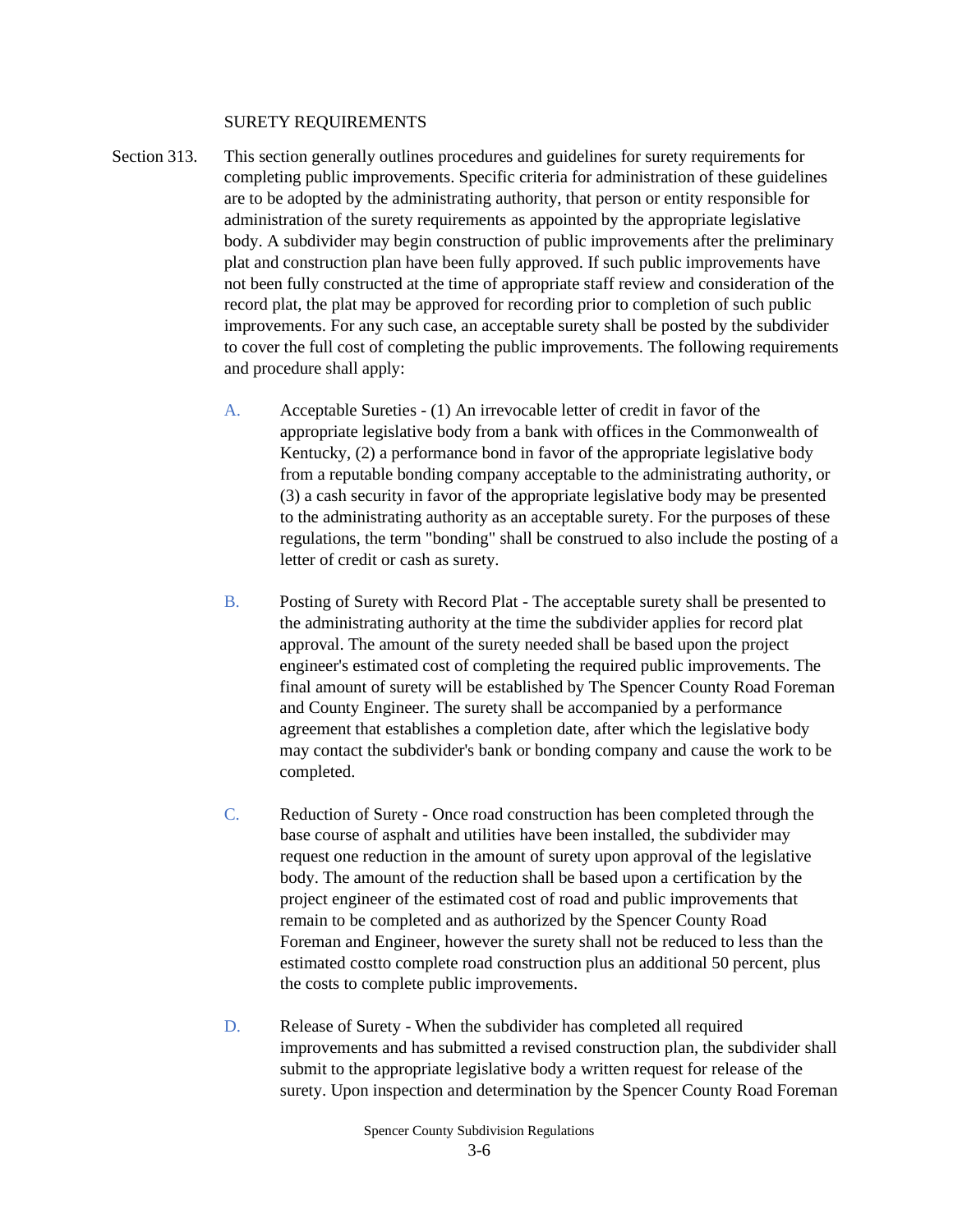## SURETY REQUIREMENTS

Section 313. This section generally outlines procedures and guidelines for surety requirements for completing public improvements. Specific criteria for administration of these guidelines are to be adopted by the administrating authority, that person or entity responsible for administration of the surety requirements as appointed by the appropriate legislative body. A subdivider may begin construction of public improvements after the preliminary plat and construction plan have been fully approved. If such public improvements have not been fully constructed at the time of appropriate staff review and consideration of the record plat, the plat may be approved for recording prior to completion of such public improvements. For any such case, an acceptable surety shall be posted by the subdivider to cover the full cost of completing the public improvements. The following requirements and procedure shall apply:

A. Acceptable Sureties - (1) An irrevocable letter of credit in favor of the appropriate legislative body from a bank with offices in the Commonwealth of Kentucky, (2) a performance bond in favor of the appropriate legislative body from a reputable bonding company acceptable to the administrating authority, or (3) a cash security in favor of the appropriate legislative body may be presented to the administrating authority as an acceptable surety. For the purposes of these regulations, the term "bonding" shall be construed to also include the posting of a letter of credit or cash as surety.

B. Posting of Surety with Record Plat - The acceptable surety shall be presented to the administrating authority at the time the subdivider applies for record plat approval. The amount of the surety needed shall be based upon the project engineer's estimated cost of completing the required public improvements. The final amount of surety will be established by The Spencer County Road Foreman and County Engineer. The surety shall be accompanied by a performance agreement that establishes a completion date, after which the legislative body may contact the subdivider's bank or bonding company and cause the work to be completed.

C. Reduction of Surety - Once road construction has been completed through the base course of asphalt and utilities have been installed, the subdivider may request one reduction in the amount of surety upon approval of the legislative body. The amount of the reduction shall be based upon a certification by the project engineer of the estimated cost of road and public improvements that remain to be completed and as authorized by the Spencer County Road Foreman and Engineer, however the surety shall not be reduced to less than the estimated costto complete road construction plus an additional 50 percent, plus the costs to complete public improvements.

D. Release of Surety - When the subdivider has completed all required improvements and has submitted a revised construction plan, the subdivider shall submit to the appropriate legislative body a written request for release of the surety. Upon inspection and determination by the Spencer County Road Foreman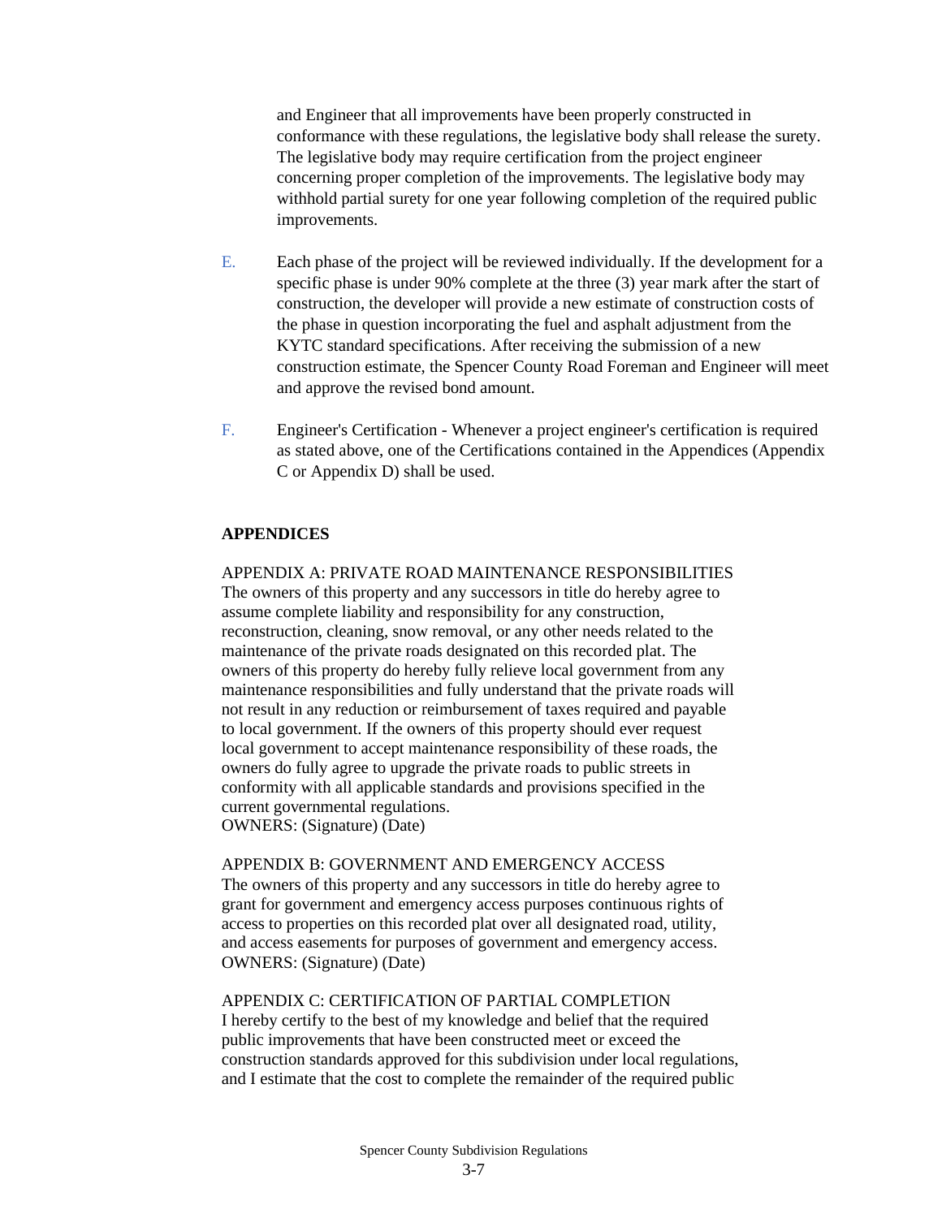and Engineer that all improvements have been properly constructed in conformance with these regulations, the legislative body shall release the surety. The legislative body may require certification from the project engineer concerning proper completion of the improvements. The legislative body may withhold partial surety for one year following completion of the required public improvements.

E. Each phase of the project will be reviewed individually. If the development for a specific phase is under 90% complete at the three (3) year mark after the start of construction, the developer will provide a new estimate of construction costs of the phase in question incorporating the fuel and asphalt adjustment from the KYTC standard specifications. After receiving the submission of a new construction estimate, the Spencer County Road Foreman and Engineer will meet and approve the revised bond amount.

F. Engineer's Certification - Whenever a project engineer's certification is required as stated above, one of the Certifications contained in the Appendices (Appendix C or Appendix D) shall be used.

## APPENDICES

APPENDIX A: PRIVATE ROAD MAINTENANCE RESPONSIBILITIES
The owners of this property and any successors in title do hereby agree to assume complete liability and responsibility for any construction, reconstruction, cleaning, snow removal, or any other needs related to the maintenance of the private roads designated on this recorded plat. The owners of this property do hereby fully relieve local government from any maintenance responsibilities and fully understand that the private roads will not result in any reduction or reimbursement of taxes required and payable to local government. If the owners of this property should ever request local government to accept maintenance responsibility of these roads, the owners do fully agree to upgrade the private roads to public streets in conformity with all applicable standards and provisions specified in the current governmental regulations.
OWNERS: (Signature) (Date)

APPENDIX B: GOVERNMENT AND EMERGENCY ACCESS
The owners of this property and any successors in title do hereby agree to grant for government and emergency access purposes continuous rights of access to properties on this recorded plat over all designated road, utility, and access easements for purposes of government and emergency access.
OWNERS: (Signature) (Date)

APPENDIX C: CERTIFICATION OF PARTIAL COMPLETION
I hereby certify to the best of my knowledge and belief that the required public improvements that have been constructed meet or exceed the construction standards approved for this subdivision under local regulations, and I estimate that the cost to complete the remainder of the required public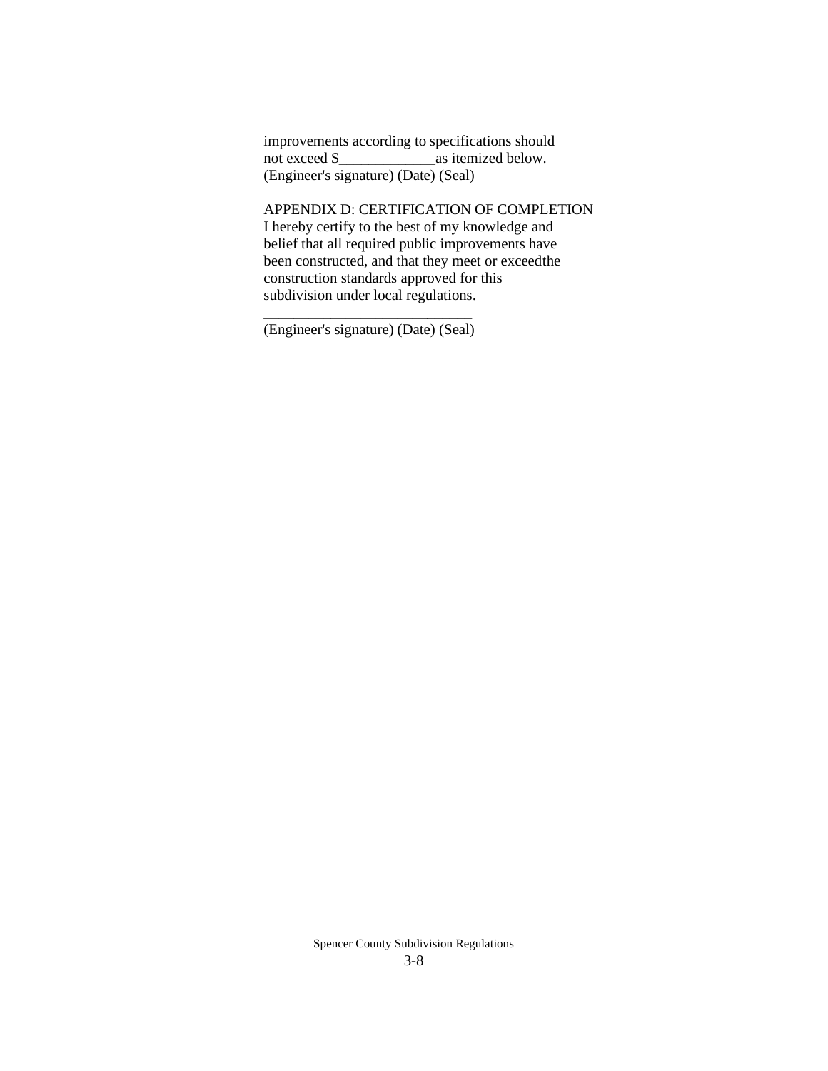improvements according to specifications should not exceed $_____________as itemized below.
(Engineer's signature) (Date) (Seal)

APPENDIX D: CERTIFICATION OF COMPLETION

I hereby certify to the best of my knowledge and belief that all required public improvements have been constructed, and that they meet or exceedthe construction standards approved for this subdivision under local regulations.

___________________________

(Engineer's signature) (Date) (Seal)